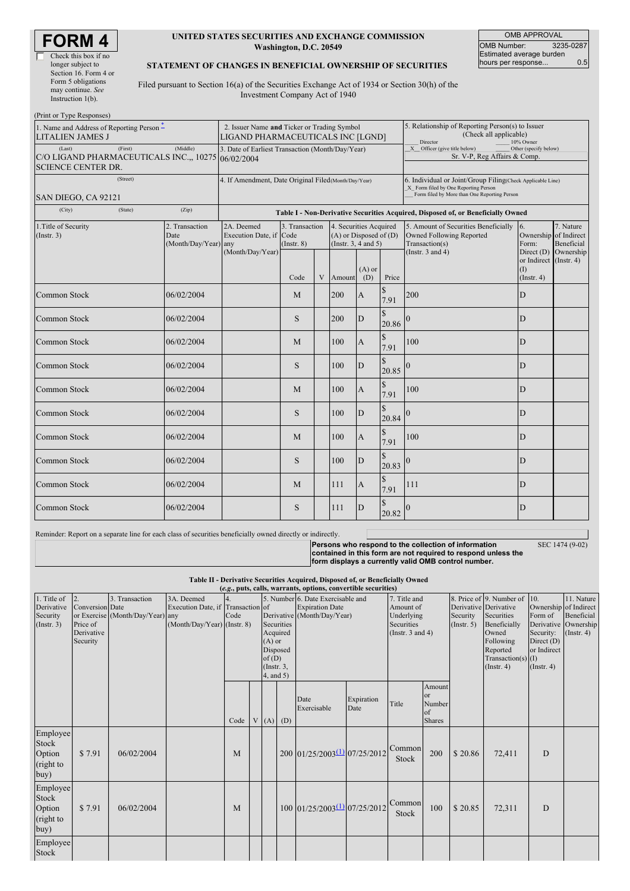# FORM 4

☐ Check this box if no longer subject to Section 16. Form 4 or Form 5 obligations may continue. *See* Instruction 1(b).

**UNITED STATES SECURITIES AND EXCHANGE COMMISSION**
**Washington, D.C. 20549**

**STATEMENT OF CHANGES IN BENEFICIAL OWNERSHIP OF SECURITIES**

Filed pursuant to Section 16(a) of the Securities Exchange Act of 1934 or Section 30(h) of the Investment Company Act of 1940

| OMB APPROVAL | |
|---|---|
| OMB Number: | 3235-0287 |
| Estimated average burden hours per response... | 0.5 |

(Print or Type Responses)

| 1. Name and Address of Reporting Person * | 2. Issuer Name and Ticker or Trading Symbol | 5. Relationship of Reporting Person(s) to Issuer (Check all applicable) |
|---|---|---|
| LITALIEN JAMES J | LIGAND PHARMACEUTICALS INC [LGND] | ___ Director ___ 10% Owner |
| (Last) (First) (Middle) | 3. Date of Earliest Transaction (Month/Day/Year) | _X_ Officer (give title below) ___ Other (specify below) |
| C/O LIGAND PHARMACEUTICALS INC.,, 10275 SCIENCE CENTER DR. | 06/02/2004 | Sr. V-P, Reg Affairs & Comp. |
| (Street) | 4. If Amendment, Date Original Filed (Month/Day/Year) | 6. Individual or Joint/Group Filing (Check Applicable Line) |
| SAN DIEGO, CA 92121 | | _X_ Form filed by One Reporting Person<br>___ Form filed by More than One Reporting Person |
| (City) (State) (Zip) | | |

**Table I - Non-Derivative Securities Acquired, Disposed of, or Beneficially Owned**

| 1.Title of Security (Instr. 3) | 2. Transaction Date (Month/Day/Year) | 2A. Deemed Execution Date, if any (Month/Day/Year) | 3. Transaction Code (Instr. 8) | | 4. Securities Acquired (A) or Disposed of (D) (Instr. 3, 4 and 5) | | | 5. Amount of Securities Beneficially Owned Following Reported Transaction(s) (Instr. 3 and 4) | 6. Ownership Form: Direct (D) or Indirect (I) (Instr. 4) | 7. Nature of Indirect Beneficial Ownership (Instr. 4) |
|---|---|---|---|---|---|---|---|---|---|---|
| | | | Code | V | Amount | (A) or (D) | Price | | | |
| Common Stock | 06/02/2004 | | M | | 200 | A | $ 7.91 | 200 | D | |
| Common Stock | 06/02/2004 | | S | | 200 | D | $ 20.86 | 0 | D | |
| Common Stock | 06/02/2004 | | M | | 100 | A | $ 7.91 | 100 | D | |
| Common Stock | 06/02/2004 | | S | | 100 | D | $ 20.85 | 0 | D | |
| Common Stock | 06/02/2004 | | M | | 100 | A | $ 7.91 | 100 | D | |
| Common Stock | 06/02/2004 | | S | | 100 | D | $ 20.84 | 0 | D | |
| Common Stock | 06/02/2004 | | M | | 100 | A | $ 7.91 | 100 | D | |
| Common Stock | 06/02/2004 | | S | | 100 | D | $ 20.83 | 0 | D | |
| Common Stock | 06/02/2004 | | M | | 111 | A | $ 7.91 | 111 | D | |
| Common Stock | 06/02/2004 | | S | | 111 | D | $ 20.82 | 0 | D | |

Reminder: Report on a separate line for each class of securities beneficially owned directly or indirectly.

**Persons who respond to the collection of information contained in this form are not required to respond unless the form displays a currently valid OMB control number.** SEC 1474 (9-02)

**Table II - Derivative Securities Acquired, Disposed of, or Beneficially Owned**
**(*e.g.*, puts, calls, warrants, options, convertible securities)**

| 1. Title of Derivative Security (Instr. 3) | 2. Conversion or Exercise Price of Derivative Security | 3. Transaction Date (Month/Day/Year) | 3A. Deemed Execution Date, if any (Month/Day/Year) | 4. Transaction Code (Instr. 8) | | 5. Number of Derivative Securities Acquired (A) or Disposed of (D) (Instr. 3, 4, and 5) | | 6. Date Exercisable and Expiration Date (Month/Day/Year) | | 7. Title and Amount of Underlying Securities (Instr. 3 and 4) | | 8. Price of Derivative Security (Instr. 5) | 9. Number of Derivative Securities Beneficially Owned Following Reported Transaction(s) (Instr. 4) | 10. Ownership Form of Derivative Security: Direct (D) or Indirect (I) (Instr. 4) | 11. Nature of Indirect Beneficial Ownership (Instr. 4) |
|---|---|---|---|---|---|---|---|---|---|---|---|---|---|---|---|
| | | | | Code | V | (A) | (D) | Date Exercisable | Expiration Date | Title | Amount or Number of Shares | | | | |
| Employee Stock Option (right to buy) | $ 7.91 | 06/02/2004 | | M | | | 200 | 01/25/2003 [(1)] | 07/25/2012 | Common Stock | 200 | $ 20.86 | 72,411 | D | |
| Employee Stock Option (right to buy) | $ 7.91 | 06/02/2004 | | M | | | 100 | 01/25/2003 [(1)] | 07/25/2012 | Common Stock | 100 | $ 20.85 | 72,311 | D | |
| Employee Stock | | | | | | | | | | | | | | | |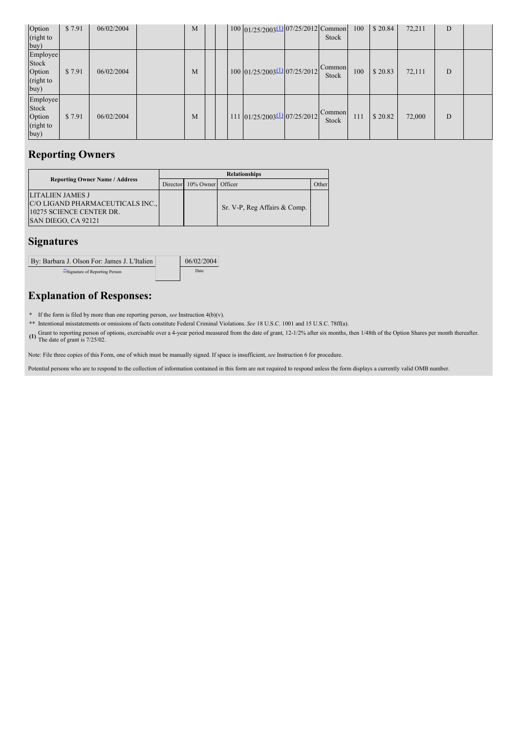| | | | | | | | | | | | | | | | |
|---|---|---|---|---|---|---|---|---|---|---|---|---|---|---|---|
| Option (right to buy) | $ 7.91 | 06/02/2004 | | M | | | 100 | 01/25/2003[(1)] | 07/25/2012 | Common Stock | 100 | $ 20.84 | 72,211 | D | |
| Employee Stock Option (right to buy) | $ 7.91 | 06/02/2004 | | M | | | 100 | 01/25/2003[(1)] | 07/25/2012 | Common Stock | 100 | $ 20.83 | 72,111 | D | |
| Employee Stock Option (right to buy) | $ 7.91 | 06/02/2004 | | M | | | 111 | 01/25/2003[(1)] | 07/25/2012 | Common Stock | 111 | $ 20.82 | 72,000 | D | |

## Reporting Owners

| Reporting Owner Name / Address | Relationships | | | |
|---|---|---|---|---|
| | Director | 10% Owner | Officer | Other |
| LITALIEN JAMES J<br>C/O LIGAND PHARMACEUTICALS INC.,<br>10275 SCIENCE CENTER DR.<br>SAN DIEGO, CA 92121 | | | Sr. V-P, Reg Affairs & Comp. | |

## Signatures

| | | |
|---|---|---|
| By: Barbara J. Olson For: James J. L'Italien | | 06/02/2004 |
| **Signature of Reporting Person | | Date |

## Explanation of Responses:

\* If the form is filed by more than one reporting person, *see* Instruction 4(b)(v).

\*\* Intentional misstatements or omissions of facts constitute Federal Criminal Violations. *See* 18 U.S.C. 1001 and 15 U.S.C. 78ff(a).

**(1)** Grant to reporting person of options, exercisable over a 4-year period measured from the date of grant, 12-1/2% after six months, then 1/48th of the Option Shares per month thereafter. The date of grant is 7/25/02.

Note: File three copies of this Form, one of which must be manually signed. If space is insufficient, *see* Instruction 6 for procedure.

Potential persons who are to respond to the collection of information contained in this form are not required to respond unless the form displays a currently valid OMB number.